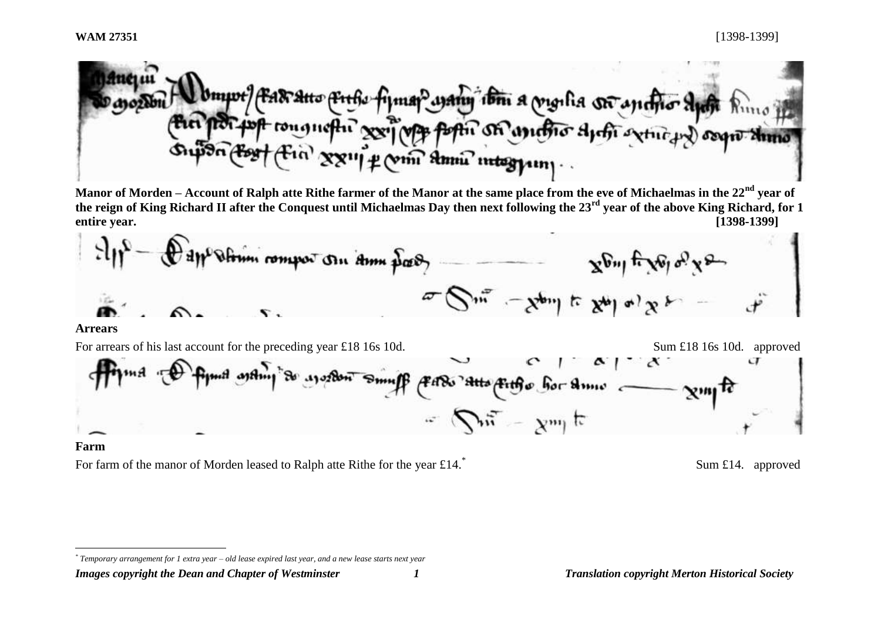**WAM 27351** [1398-1399]

**Manor of Morden – Account of Ralph atte Rithe farmer of the Manor at the same place from the eve of Michaelmas in the 22nd year of the reign of King Richard II after the Conquest until Michaelmas Day then next following the 23rd year of the above King Richard, for 1 entire year. [1398-1399]**

**Arrears**

For arrears of his last account for the preceding year £18 16s 10d. Sum £18 16s 10d. approved

**Farm**

For farm of the manor of Morden leased to Ralph atte Rithe for the year £14.* Sum £14. approved

---

* *Temporary arrangement for 1 extra year – old lease expired last year, and a new lease starts next year*

***Images copyright the Dean and Chapter of Westminster*** ***Translation copyright Merton Historical Society***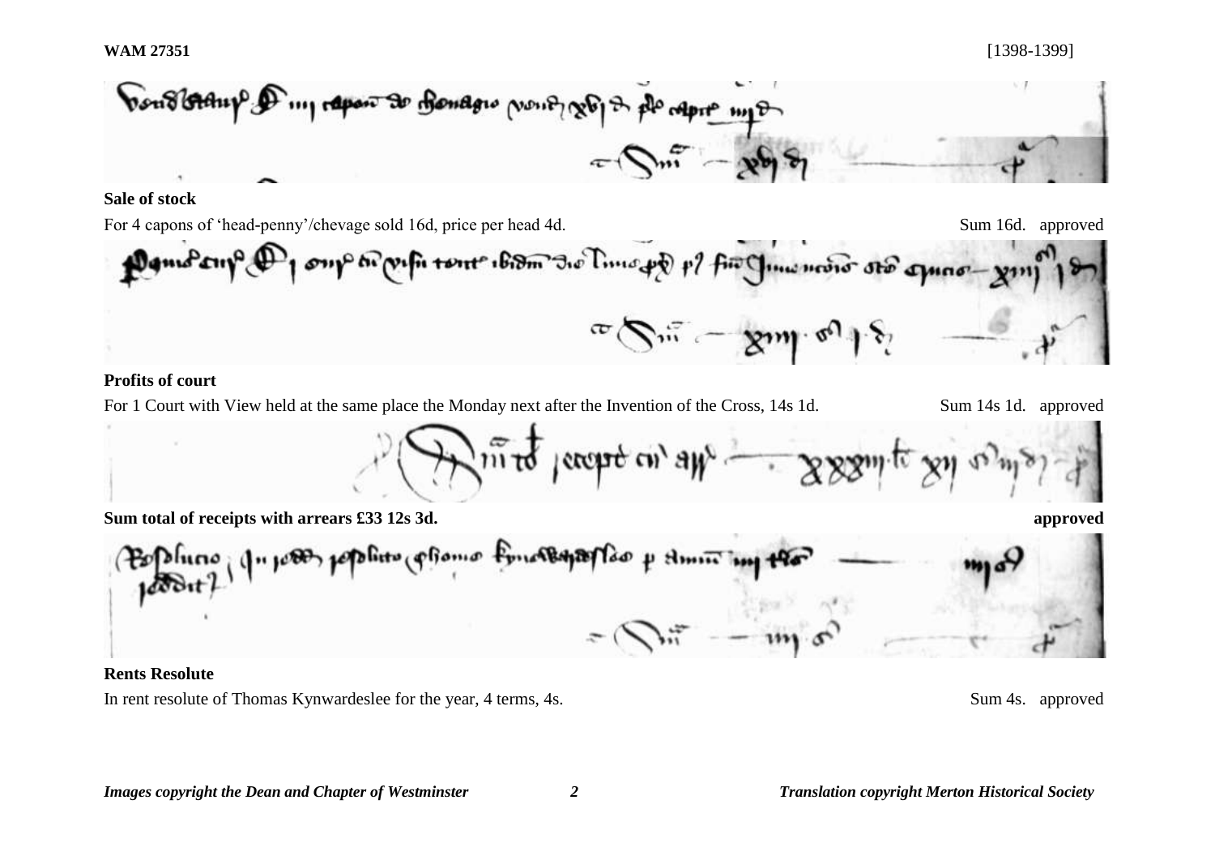**Sale of stock**

For 4 capons of 'head-penny'/chevage sold 16d, price per head 4d. Sum 16d. approved

**Profits of court**

For 1 Court with View held at the same place the Monday next after the Invention of the Cross, 14s 1d. Sum 14s 1d. approved

**Sum total of receipts with arrears £33 12s 3d.** **approved**

**Rents Resolute**

In rent resolute of Thomas Kynwardeslee for the year, 4 terms, 4s. Sum 4s. approved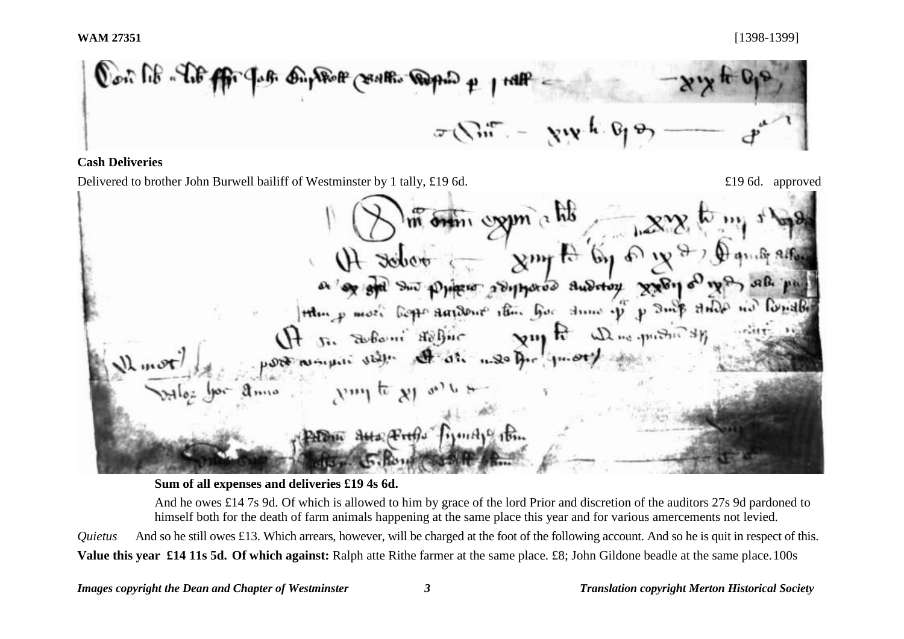**Cash Deliveries**

Delivered to brother John Burwell bailiff of Westminster by 1 tally, £19 6d. £19 6d. approved

**Sum of all expenses and deliveries £19 4s 6d.**

And he owes £14 7s 9d. Of which is allowed to him by grace of the lord Prior and discretion of the auditors 27s 9d pardoned to himself both for the death of farm animals happening at the same place this year and for various amercements not levied.

*Quietus* And so he still owes £13. Which arrears, however, will be charged at the foot of the following account. And so he is quit in respect of this.

**Value this year £14 11s 5d. Of which against:** Ralph atte Rithe farmer at the same place. £8; John Gildone beadle at the same place. 100s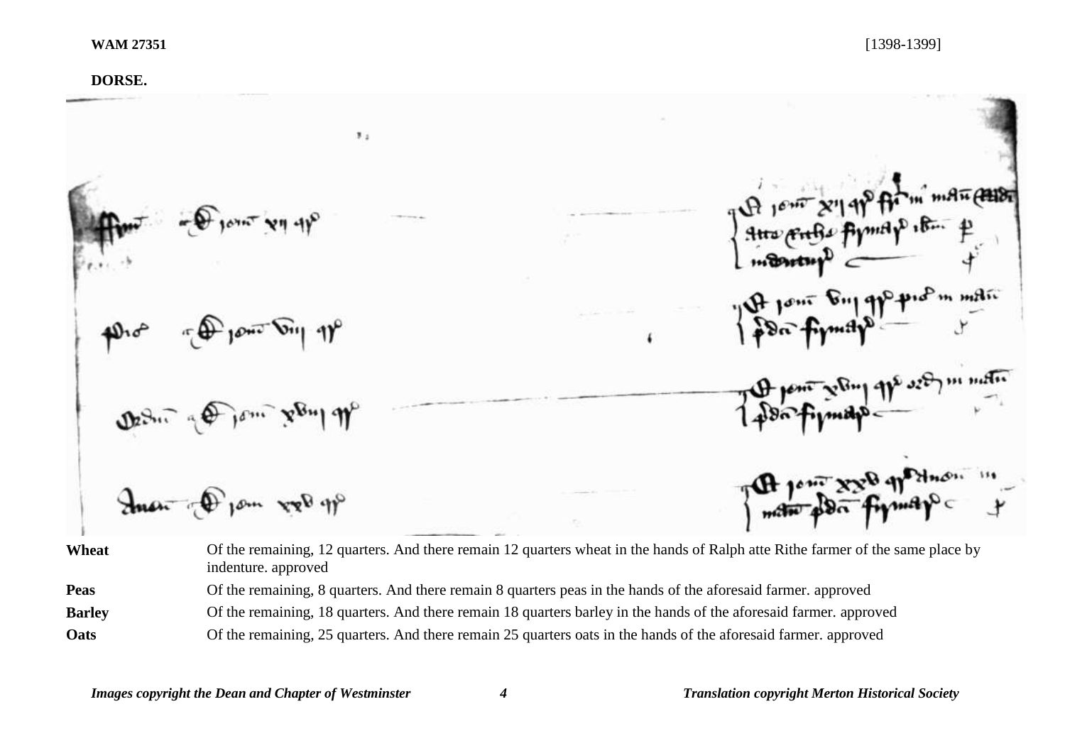**WAM 27351** [1398-1399]

**DORSE.**

| | |
|---|---|
| **Wheat** | Of the remaining, 12 quarters. And there remain 12 quarters wheat in the hands of Ralph atte Rithe farmer of the same place by indenture. approved |
| **Peas** | Of the remaining, 8 quarters. And there remain 8 quarters peas in the hands of the aforesaid farmer. approved |
| **Barley** | Of the remaining, 18 quarters. And there remain 18 quarters barley in the hands of the aforesaid farmer. approved |
| **Oats** | Of the remaining, 25 quarters. And there remain 25 quarters oats in the hands of the aforesaid farmer. approved |

*Images copyright the Dean and Chapter of Westminster* *Translation copyright Merton Historical Society*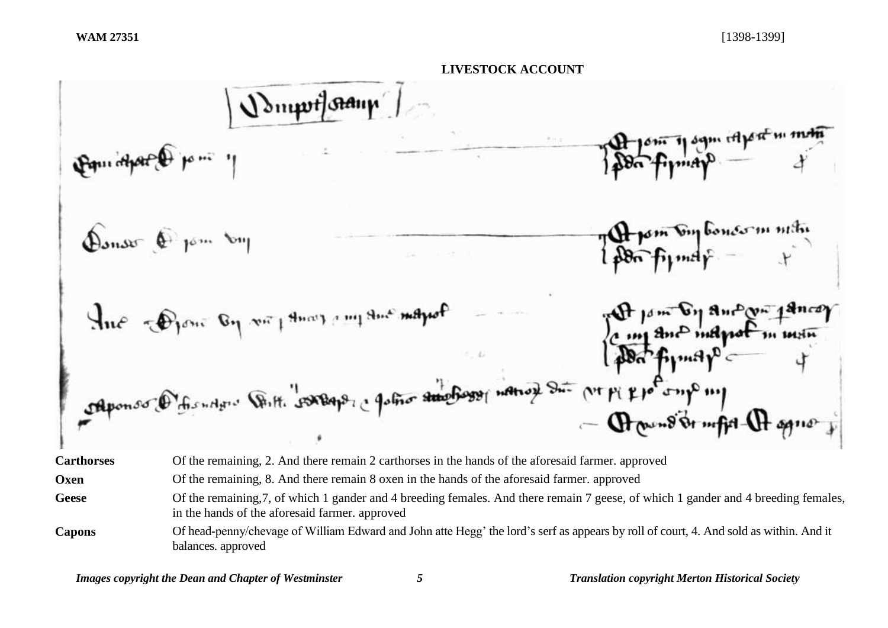## LIVESTOCK ACCOUNT

| | |
|---|---|
| **Carthorses** | Of the remaining, 2. And there remain 2 carthorses in the hands of the aforesaid farmer. approved |
| **Oxen** | Of the remaining, 8. And there remain 8 oxen in the hands of the aforesaid farmer. approved |
| **Geese** | Of the remaining,7, of which 1 gander and 4 breeding females. And there remain 7 geese, of which 1 gander and 4 breeding females, in the hands of the aforesaid farmer. approved |
| **Capons** | Of head-penny/chevage of William Edward and John atte Hegg' the lord's serf as appears by roll of court, 4. And sold as within. And it balances. approved |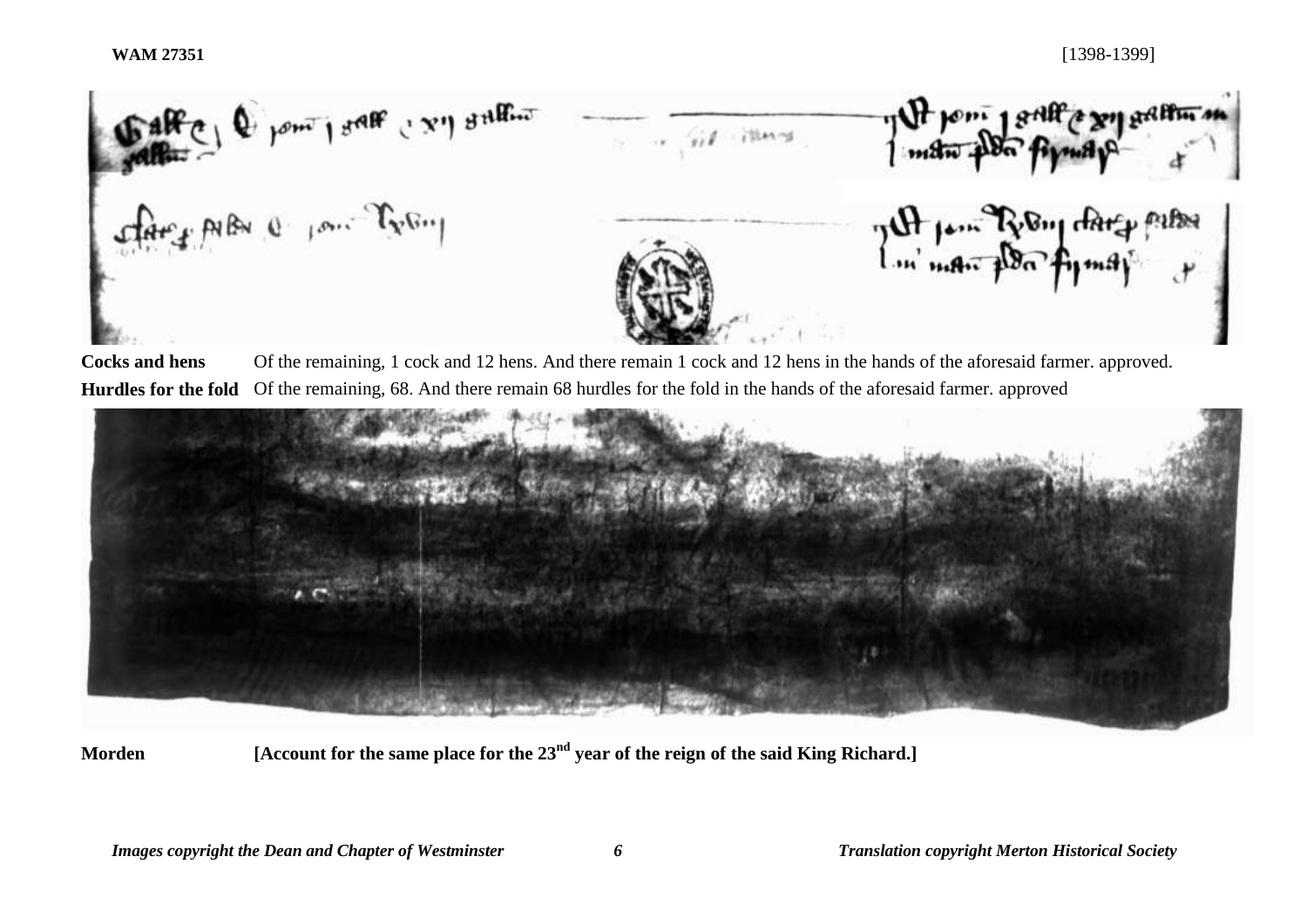| | |
|---|---|
| **Cocks and hens** | Of the remaining, 1 cock and 12 hens. And there remain 1 cock and 12 hens in the hands of the aforesaid farmer. approved. |
| **Hurdles for the fold** | Of the remaining, 68. And there remain 68 hurdles for the fold in the hands of the aforesaid farmer. approved |

**Morden** **[Account for the same place for the 23rd year of the reign of the said King Richard.]**